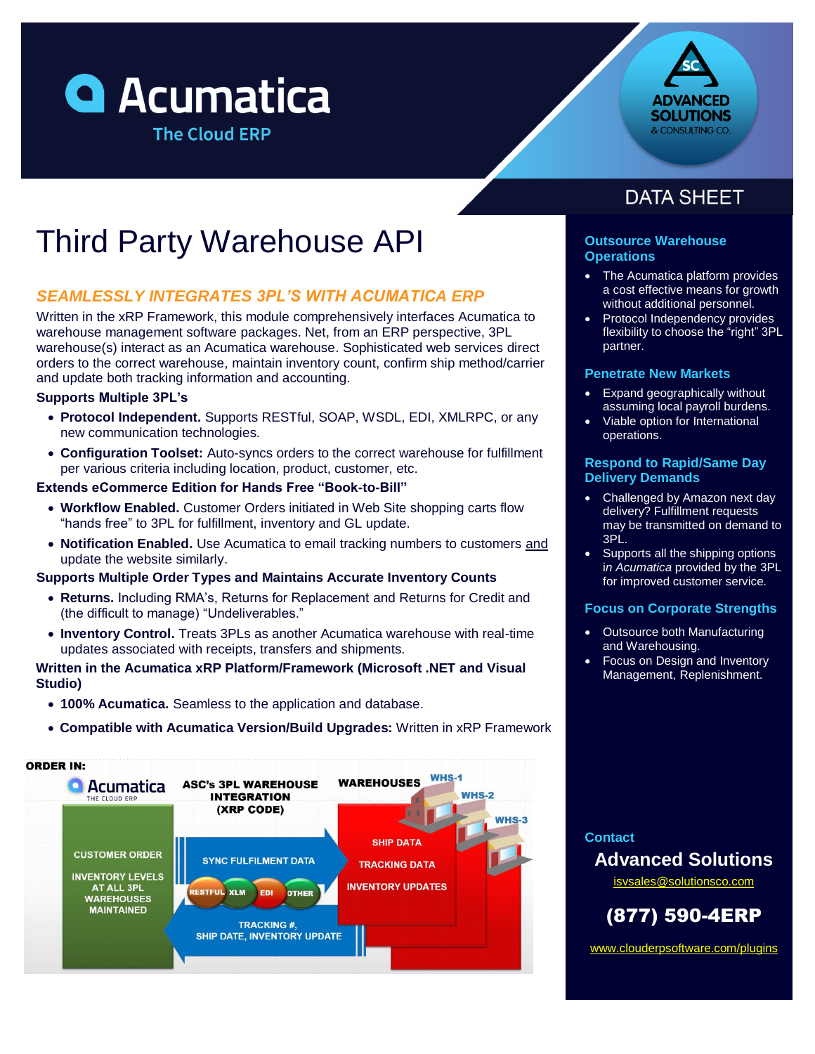Acumatica
The Cloud ERP

ADVANCED SOLUTIONS & CONSULTING CO.

DATA SHEET

# Third Party Warehouse API

## *SEAMLESSLY INTEGRATES 3PL'S WITH ACUMATICA ERP*

Written in the xRP Framework, this module comprehensively interfaces Acumatica to warehouse management software packages. Net, from an ERP perspective, 3PL warehouse(s) interact as an Acumatica warehouse. Sophisticated web services direct orders to the correct warehouse, maintain inventory count, confirm ship method/carrier and update both tracking information and accounting.

**Supports Multiple 3PL's**

- **Protocol Independent.** Supports RESTful, SOAP, WSDL, EDI, XMLRPC, or any new communication technologies.
- **Configuration Toolset:** Auto-syncs orders to the correct warehouse for fulfillment per various criteria including location, product, customer, etc.

**Extends eCommerce Edition for Hands Free "Book-to-Bill"**

- **Workflow Enabled.** Customer Orders initiated in Web Site shopping carts flow "hands free" to 3PL for fulfillment, inventory and GL update.
- **Notification Enabled.** Use Acumatica to email tracking numbers to customers <u>and</u> update the website similarly.

**Supports Multiple Order Types and Maintains Accurate Inventory Counts**

- **Returns.** Including RMA's, Returns for Replacement and Returns for Credit and (the difficult to manage) "Undeliverables."
- **Inventory Control.** Treats 3PLs as another Acumatica warehouse with real-time updates associated with receipts, transfers and shipments.

**Written in the Acumatica xRP Platform/Framework (Microsoft .NET and Visual Studio)**

- **100% Acumatica.** Seamless to the application and database.
- **Compatible with Acumatica Version/Build Upgrades:** Written in xRP Framework

ORDER IN:

Acumatica THE CLOUD ERP — CUSTOMER ORDER; INVENTORY LEVELS AT ALL 3PL WAREHOUSES MAINTAINED

ASC's 3PL WAREHOUSE INTEGRATION (XRP CODE) — SYNC FULFILMENT DATA; RESTFUL, XLM, EDI, OTHER; TRACKING #, SHIP DATE, INVENTORY UPDATE

WAREHOUSES (WHS-1, WHS-2, WHS-3) — SHIP DATA; TRACKING DATA; INVENTORY UPDATES

### Outsource Warehouse Operations

- The Acumatica platform provides a cost effective means for growth without additional personnel.
- Protocol Independency provides flexibility to choose the "right" 3PL partner.

### Penetrate New Markets

- Expand geographically without assuming local payroll burdens.
- Viable option for International operations.

### Respond to Rapid/Same Day Delivery Demands

- Challenged by Amazon next day delivery? Fulfillment requests may be transmitted on demand to 3PL.
- Supports all the shipping options *in Acumatica* provided by the 3PL for improved customer service.

### Focus on Corporate Strengths

- Outsource both Manufacturing and Warehousing.
- Focus on Design and Inventory Management, Replenishment.

### Contact

**Advanced Solutions**

isvsales@solutionsco.com

**(877) 590-4ERP**

www.clouderpsoftware.com/plugins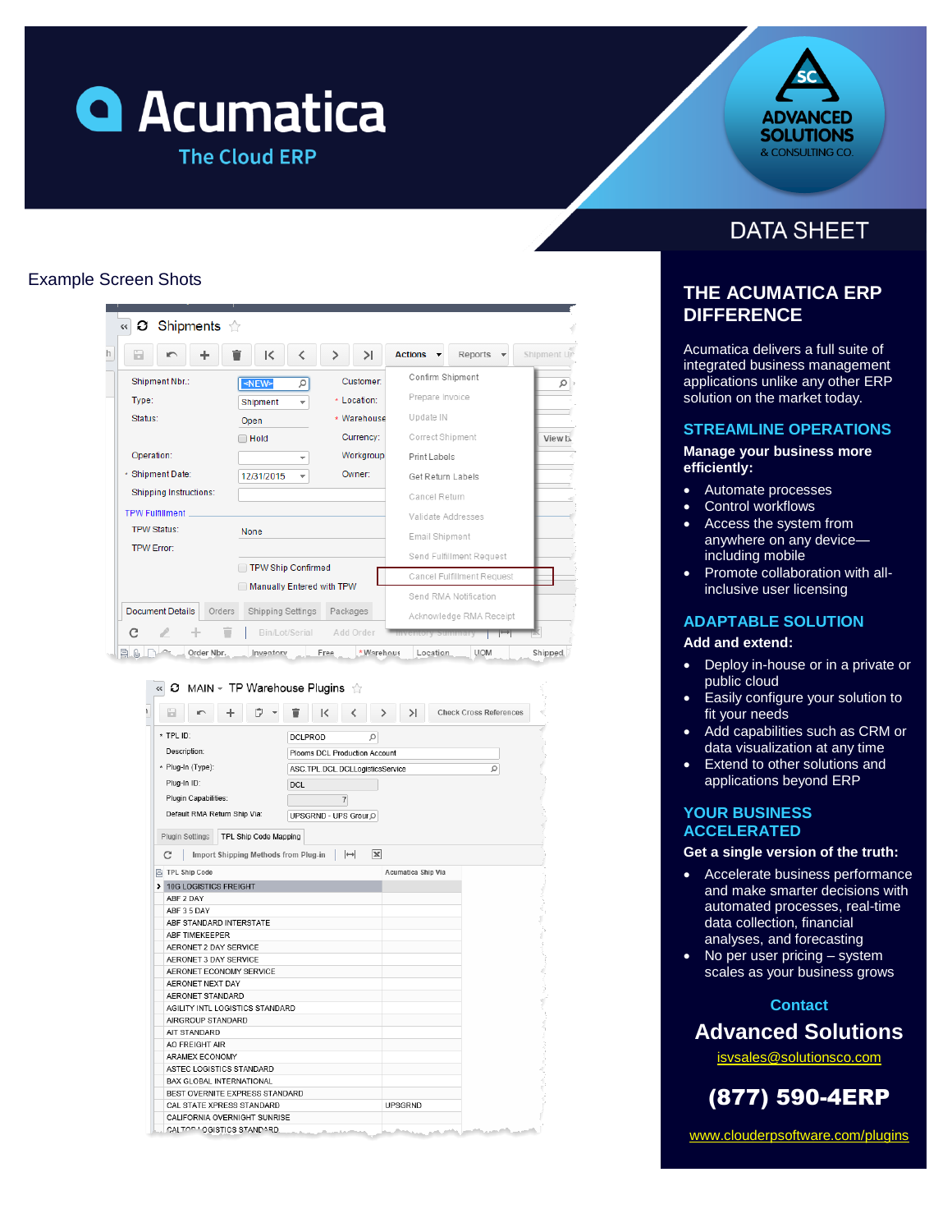# Acumatica

The Cloud ERP

ADVANCED SOLUTIONS & CONSULTING CO.

DATA SHEET

Example Screen Shots

## THE ACUMATICA ERP DIFFERENCE

Acumatica delivers a full suite of integrated business management applications unlike any other ERP solution on the market today.

## STREAMLINE OPERATIONS

**Manage your business more efficiently:**

- Automate processes
- Control workflows
- Access the system from anywhere on any device—including mobile
- Promote collaboration with all-inclusive user licensing

## ADAPTABLE SOLUTION

**Add and extend:**

- Deploy in-house or in a private or public cloud
- Easily configure your solution to fit your needs
- Add capabilities such as CRM or data visualization at any time
- Extend to other solutions and applications beyond ERP

## YOUR BUSINESS ACCELERATED

**Get a single version of the truth:**

- Accelerate business performance and make smarter decisions with automated processes, real-time data collection, financial analyses, and forecasting
- No per user pricing – system scales as your business grows

### Contact

## Advanced Solutions

isvsales@solutionsco.com

## (877) 590-4ERP

www.clouderpsoftware.com/plugins